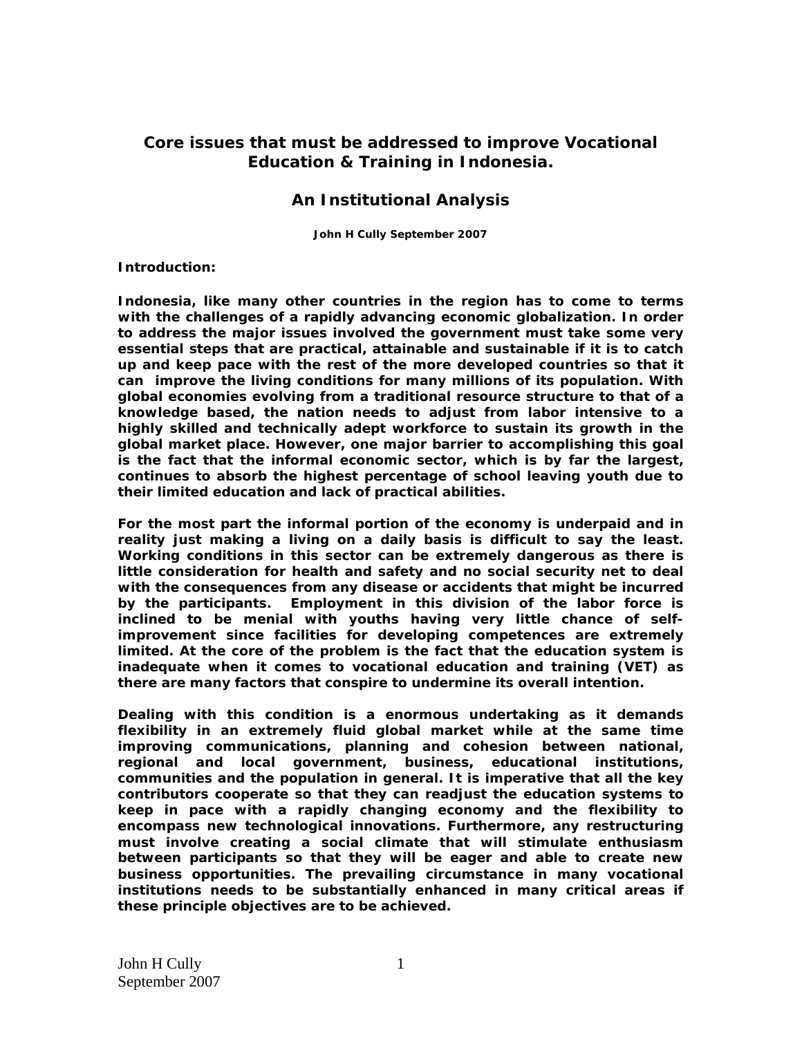# Core issues that must be addressed to improve Vocational Education & Training in Indonesia.

## An Institutional Analysis

**John H Cully September 2007**

**Introduction:**

**Indonesia, like many other countries in the region has to come to terms with the challenges of a rapidly advancing economic globalization. In order to address the major issues involved the government must take some very essential steps that are practical, attainable and sustainable if it is to catch up and keep pace with the rest of the more developed countries so that it can improve the living conditions for many millions of its population. With global economies evolving from a traditional resource structure to that of a knowledge based, the nation needs to adjust from labor intensive to a highly skilled and technically adept workforce to sustain its growth in the global market place. However, one major barrier to accomplishing this goal is the fact that the informal economic sector, which is by far the largest, continues to absorb the highest percentage of school leaving youth due to their limited education and lack of practical abilities.**

**For the most part the informal portion of the economy is underpaid and in reality just making a living on a daily basis is difficult to say the least. Working conditions in this sector can be extremely dangerous as there is little consideration for health and safety and no social security net to deal with the consequences from any disease or accidents that might be incurred by the participants. Employment in this division of the labor force is inclined to be menial with youths having very little chance of self-improvement since facilities for developing competences are extremely limited. At the core of the problem is the fact that the education system is inadequate when it comes to vocational education and training (VET) as there are many factors that conspire to undermine its overall intention.**

**Dealing with this condition is a enormous undertaking as it demands flexibility in an extremely fluid global market while at the same time improving communications, planning and cohesion between national, regional and local government, business, educational institutions, communities and the population in general. It is imperative that all the key contributors cooperate so that they can readjust the education systems to keep in pace with a rapidly changing economy and the flexibility to encompass new technological innovations. Furthermore, any restructuring must involve creating a social climate that will stimulate enthusiasm between participants so that they will be eager and able to create new business opportunities. The prevailing circumstance in many vocational institutions needs to be substantially enhanced in many critical areas if these principle objectives are to be achieved.**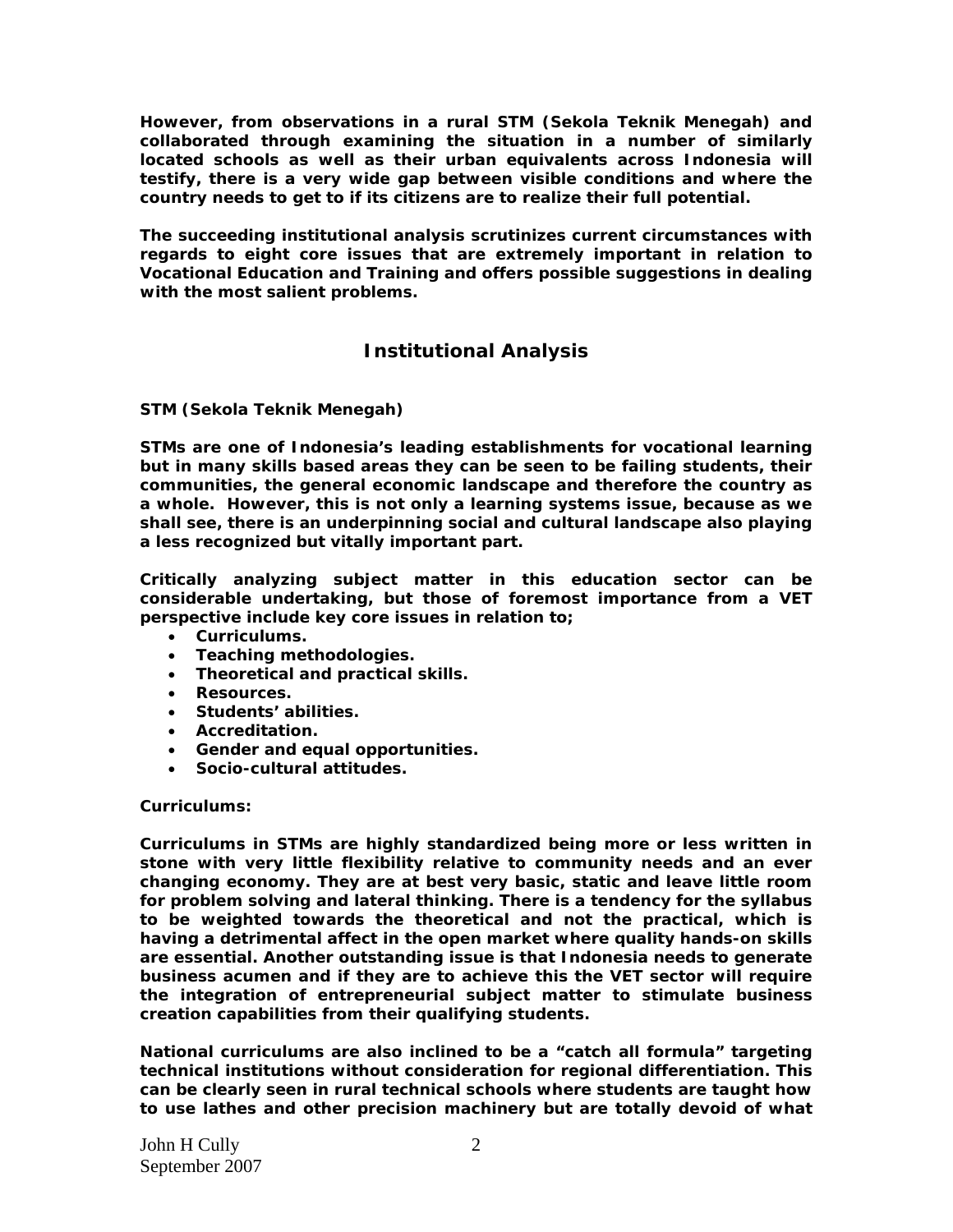**However, from observations in a rural STM (Sekola Teknik Menegah) and collaborated through examining the situation in a number of similarly located schools as well as their urban equivalents across Indonesia will testify, there is a very wide gap between visible conditions and where the country needs to get to if its citizens are to realize their full potential.**

**The succeeding institutional analysis scrutinizes current circumstances with regards to eight core issues that are extremely important in relation to Vocational Education and Training and offers possible suggestions in dealing with the most salient problems.**

## Institutional Analysis

**STM (Sekola Teknik Menegah)**

**STMs are one of Indonesia's leading establishments for vocational learning but in many skills based areas they can be seen to be failing students, their communities, the general economic landscape and therefore the country as a whole. However, this is not only a learning systems issue, because as we shall see, there is an underpinning social and cultural landscape also playing a less recognized but vitally important part.**

**Critically analyzing subject matter in this education sector can be considerable undertaking, but those of foremost importance from a VET perspective include key core issues in relation to;**

- **Curriculums.**
- **Teaching methodologies.**
- **Theoretical and practical skills.**
- **Resources.**
- **Students' abilities.**
- **Accreditation.**
- **Gender and equal opportunities.**
- **Socio-cultural attitudes.**

**Curriculums:**

**Curriculums in STMs are highly standardized being more or less written in stone with very little flexibility relative to community needs and an ever changing economy. They are at best very basic, static and leave little room for problem solving and lateral thinking. There is a tendency for the syllabus to be weighted towards the theoretical and not the practical, which is having a detrimental affect in the open market where quality hands-on skills are essential. Another outstanding issue is that Indonesia needs to generate business acumen and if they are to achieve this the VET sector will require the integration of entrepreneurial subject matter to stimulate business creation capabilities from their qualifying students.**

**National curriculums are also inclined to be a "catch all formula" targeting technical institutions without consideration for regional differentiation. This can be clearly seen in rural technical schools where students are taught how to use lathes and other precision machinery but are totally devoid of what**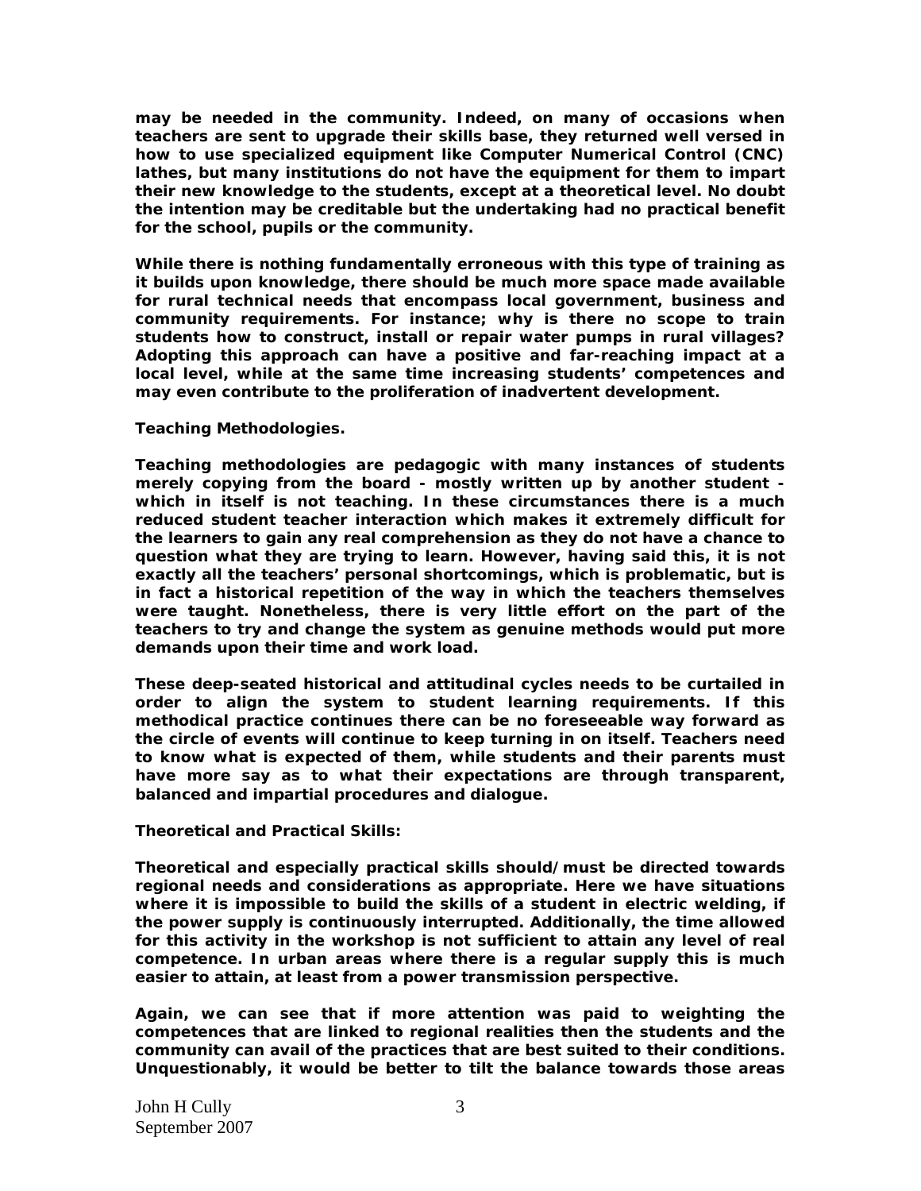may be needed in the community. Indeed, on many of occasions when teachers are sent to upgrade their skills base, they returned well versed in how to use specialized equipment like Computer Numerical Control (CNC) lathes, but many institutions do not have the equipment for them to impart their new knowledge to the students, except at a theoretical level. No doubt the intention may be creditable but the undertaking had no practical benefit for the school, pupils or the community.

While there is nothing fundamentally erroneous with this type of training as it builds upon knowledge, there should be much more space made available for rural technical needs that encompass local government, business and community requirements. For instance; why is there no scope to train students how to construct, install or repair water pumps in rural villages? Adopting this approach can have a positive and far-reaching impact at a local level, while at the same time increasing students' competences and may even contribute to the proliferation of inadvertent development.

**Teaching Methodologies.**

Teaching methodologies are pedagogic with many instances of students merely copying from the board - mostly written up by another student - which in itself is not teaching. In these circumstances there is a much reduced student teacher interaction which makes it extremely difficult for the learners to gain any real comprehension as they do not have a chance to question what they are trying to learn. However, having said this, it is not exactly all the teachers' personal shortcomings, which is problematic, but is in fact a historical repetition of the way in which the teachers themselves were taught. Nonetheless, there is very little effort on the part of the teachers to try and change the system as genuine methods would put more demands upon their time and work load.

These deep-seated historical and attitudinal cycles needs to be curtailed in order to align the system to student learning requirements. If this methodical practice continues there can be no foreseeable way forward as the circle of events will continue to keep turning in on itself. Teachers need to know what is expected of them, while students and their parents must have more say as to what their expectations are through transparent, balanced and impartial procedures and dialogue.

**Theoretical and Practical Skills:**

Theoretical and especially practical skills should/must be directed towards regional needs and considerations as appropriate. Here we have situations where it is impossible to build the skills of a student in electric welding, if the power supply is continuously interrupted. Additionally, the time allowed for this activity in the workshop is not sufficient to attain any level of real competence. In urban areas where there is a regular supply this is much easier to attain, at least from a power transmission perspective.

Again, we can see that if more attention was paid to weighting the competences that are linked to regional realities then the students and the community can avail of the practices that are best suited to their conditions. Unquestionably, it would be better to tilt the balance towards those areas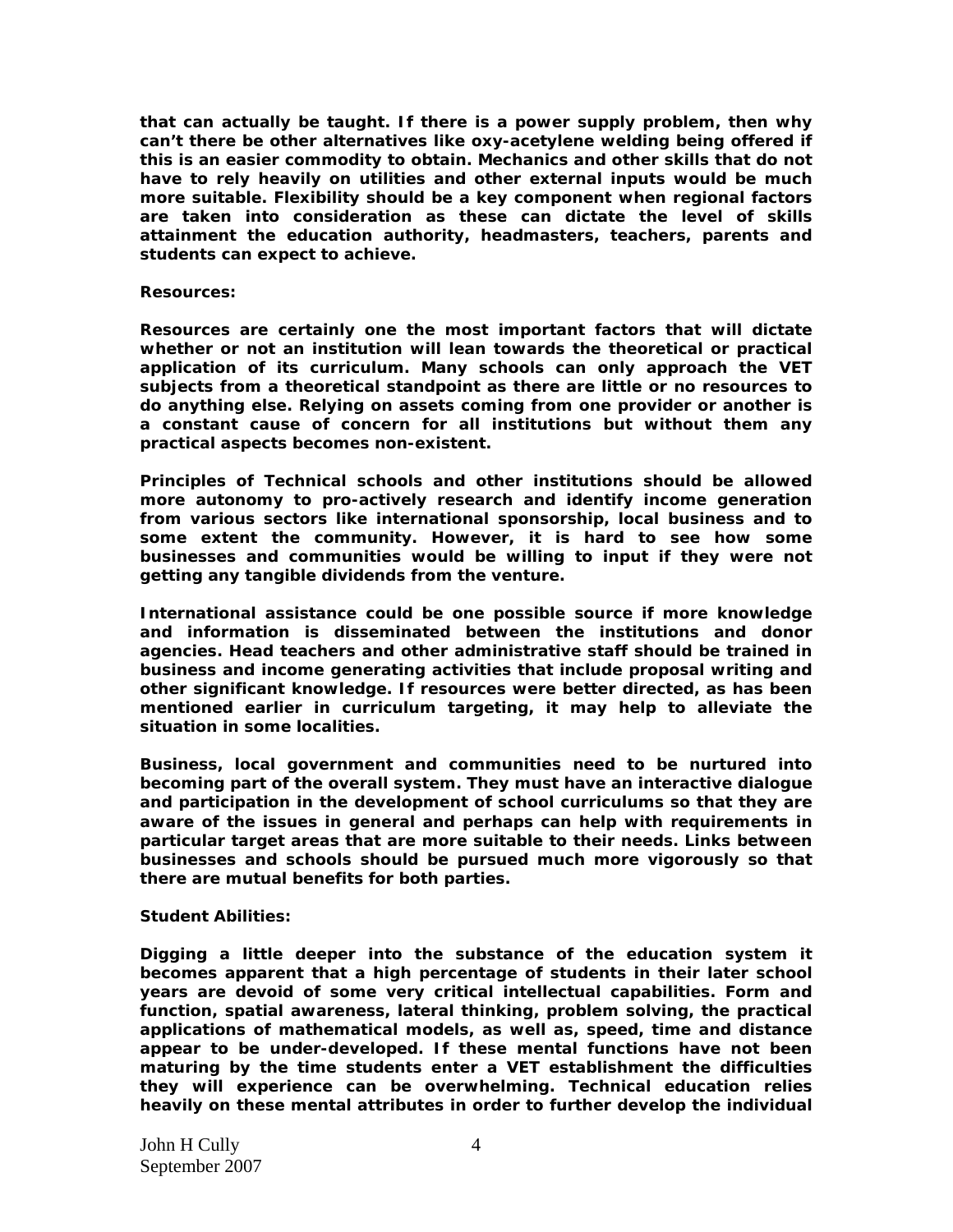**that can actually be taught. If there is a power supply problem, then why can't there be other alternatives like oxy-acetylene welding being offered if this is an easier commodity to obtain. Mechanics and other skills that do not have to rely heavily on utilities and other external inputs would be much more suitable. Flexibility should be a key component when regional factors are taken into consideration as these can dictate the level of skills attainment the education authority, headmasters, teachers, parents and students can expect to achieve.**

**Resources:**

**Resources are certainly one the most important factors that will dictate whether or not an institution will lean towards the theoretical or practical application of its curriculum. Many schools can only approach the VET subjects from a theoretical standpoint as there are little or no resources to do anything else. Relying on assets coming from one provider or another is a constant cause of concern for all institutions but without them any practical aspects becomes non-existent.**

**Principles of Technical schools and other institutions should be allowed more autonomy to pro-actively research and identify income generation from various sectors like international sponsorship, local business and to some extent the community. However, it is hard to see how some businesses and communities would be willing to input if they were not getting any tangible dividends from the venture.**

**International assistance could be one possible source if more knowledge and information is disseminated between the institutions and donor agencies. Head teachers and other administrative staff should be trained in business and income generating activities that include proposal writing and other significant knowledge. If resources were better directed, as has been mentioned earlier in curriculum targeting, it may help to alleviate the situation in some localities.**

**Business, local government and communities need to be nurtured into becoming part of the overall system. They must have an interactive dialogue and participation in the development of school curriculums so that they are aware of the issues in general and perhaps can help with requirements in particular target areas that are more suitable to their needs. Links between businesses and schools should be pursued much more vigorously so that there are mutual benefits for both parties.**

**Student Abilities:**

**Digging a little deeper into the substance of the education system it becomes apparent that a high percentage of students in their later school years are devoid of some very critical intellectual capabilities. Form and function, spatial awareness, lateral thinking, problem solving, the practical applications of mathematical models, as well as, speed, time and distance appear to be under-developed. If these mental functions have not been maturing by the time students enter a VET establishment the difficulties they will experience can be overwhelming. Technical education relies heavily on these mental attributes in order to further develop the individual**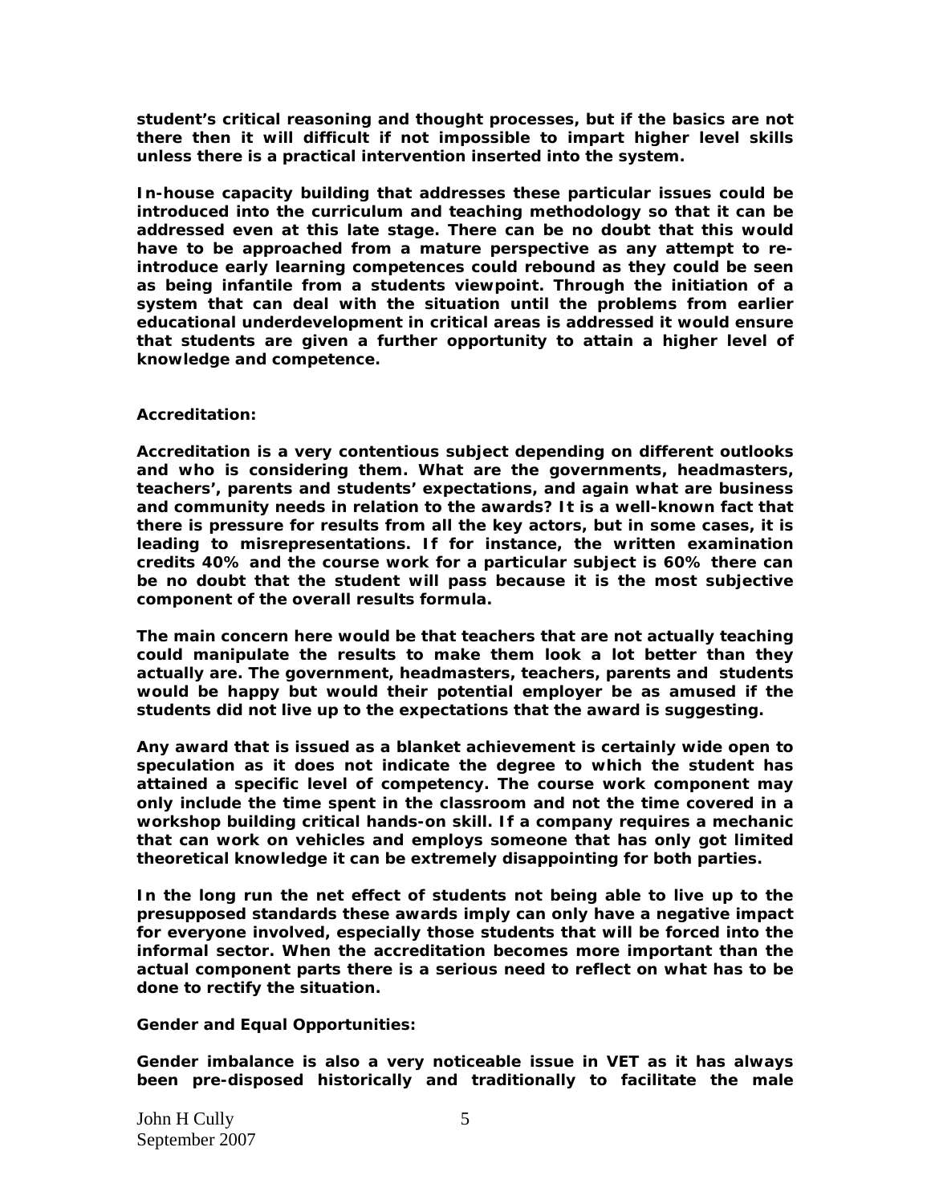**student's critical reasoning and thought processes, but if the basics are not there then it will difficult if not impossible to impart higher level skills unless there is a practical intervention inserted into the system.**

**In-house capacity building that addresses these particular issues could be introduced into the curriculum and teaching methodology so that it can be addressed even at this late stage. There can be no doubt that this would have to be approached from a mature perspective as any attempt to re-introduce early learning competences could rebound as they could be seen as being infantile from a students viewpoint. Through the initiation of a system that can deal with the situation until the problems from earlier educational underdevelopment in critical areas is addressed it would ensure that students are given a further opportunity to attain a higher level of knowledge and competence.**

**Accreditation:**

**Accreditation is a very contentious subject depending on different outlooks and who is considering them. What are the governments, headmasters, teachers', parents and students' expectations, and again what are business and community needs in relation to the awards? It is a well-known fact that there is pressure for results from all the key actors, but in some cases, it is leading to misrepresentations. If for instance, the written examination credits 40% and the course work for a particular subject is 60% there can be no doubt that the student will pass because it is the most subjective component of the overall results formula.**

**The main concern here would be that teachers that are not actually teaching could manipulate the results to make them look a lot better than they actually are. The government, headmasters, teachers, parents and students would be happy but would their potential employer be as amused if the students did not live up to the expectations that the award is suggesting.**

**Any award that is issued as a blanket achievement is certainly wide open to speculation as it does not indicate the degree to which the student has attained a specific level of competency. The course work component may only include the time spent in the classroom and not the time covered in a workshop building critical hands-on skill. If a company requires a mechanic that can work on vehicles and employs someone that has only got limited theoretical knowledge it can be extremely disappointing for both parties.**

**In the long run the net effect of students not being able to live up to the presupposed standards these awards imply can only have a negative impact for everyone involved, especially those students that will be forced into the informal sector. When the accreditation becomes more important than the actual component parts there is a serious need to reflect on what has to be done to rectify the situation.**

**Gender and Equal Opportunities:**

**Gender imbalance is also a very noticeable issue in VET as it has always been pre-disposed historically and traditionally to facilitate the male**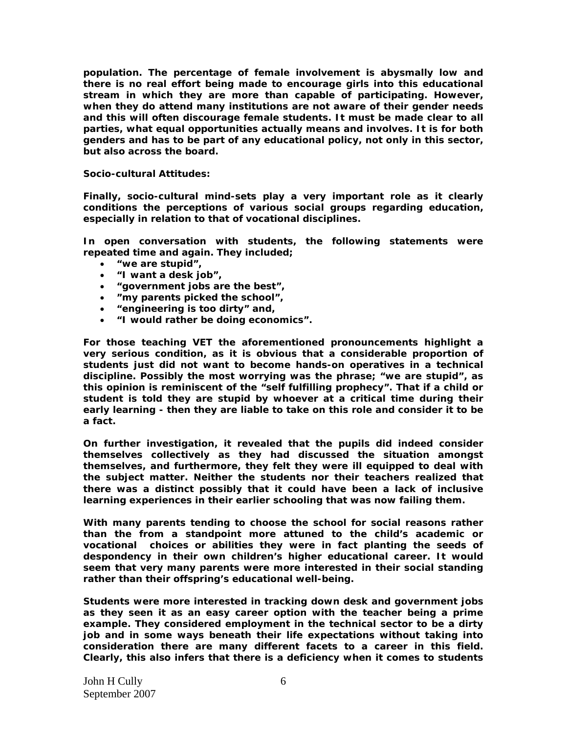**population. The percentage of female involvement is abysmally low and there is no real effort being made to encourage girls into this educational stream in which they are more than capable of participating. However, when they do attend many institutions are not aware of their gender needs and this will often discourage female students. It must be made clear to all parties, what equal opportunities actually means and involves. It is for both genders and has to be part of any educational policy, not only in this sector, but also across the board.**

**Socio-cultural Attitudes:**

**Finally, socio-cultural mind-sets play a very important role as it clearly conditions the perceptions of various social groups regarding education, especially in relation to that of vocational disciplines.**

**In open conversation with students, the following statements were repeated time and again. They included;**

- **"we are stupid",**
- **"I want a desk job",**
- **"government jobs are the best",**
- **"my parents picked the school",**
- **"engineering is too dirty" and,**
- **"I would rather be doing economics".**

**For those teaching VET the aforementioned pronouncements highlight a very serious condition, as it is obvious that a considerable proportion of students just did not want to become hands-on operatives in a technical discipline. Possibly the most worrying was the phrase; "we are stupid", as this opinion is reminiscent of the "self fulfilling prophecy". That if a child or student is told they are stupid by whoever at a critical time during their early learning - then they are liable to take on this role and consider it to be a fact.**

**On further investigation, it revealed that the pupils did indeed consider themselves collectively as they had discussed the situation amongst themselves, and furthermore, they felt they were ill equipped to deal with the subject matter. Neither the students nor their teachers realized that there was a distinct possibly that it could have been a lack of inclusive learning experiences in their earlier schooling that was now failing them.**

**With many parents tending to choose the school for social reasons rather than the from a standpoint more attuned to the child's academic or vocational choices or abilities they were in fact planting the seeds of despondency in their own children's higher educational career. It would seem that very many parents were more interested in their social standing rather than their offspring's educational well-being.**

**Students were more interested in tracking down desk and government jobs as they seen it as an easy career option with the teacher being a prime example. They considered employment in the technical sector to be a dirty job and in some ways beneath their life expectations without taking into consideration there are many different facets to a career in this field. Clearly, this also infers that there is a deficiency when it comes to students**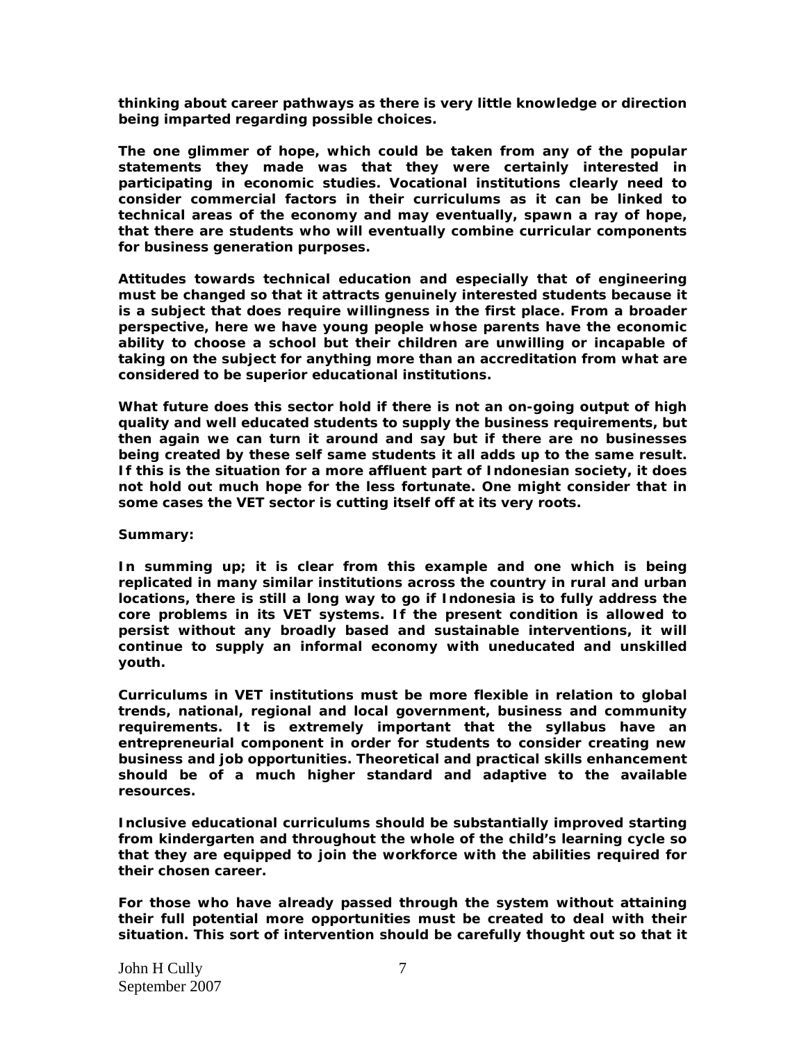thinking about career pathways as there is very little knowledge or direction being imparted regarding possible choices.

The one glimmer of hope, which could be taken from any of the popular statements they made was that they were certainly interested in participating in economic studies. Vocational institutions clearly need to consider commercial factors in their curriculums as it can be linked to technical areas of the economy and may eventually, spawn a ray of hope, that there are students who will eventually combine curricular components for business generation purposes.

Attitudes towards technical education and especially that of engineering must be changed so that it attracts genuinely interested students because it is a subject that does require willingness in the first place. From a broader perspective, here we have young people whose parents have the economic ability to choose a school but their children are unwilling or incapable of taking on the subject for anything more than an accreditation from what are considered to be superior educational institutions.

What future does this sector hold if there is not an on-going output of high quality and well educated students to supply the business requirements, but then again we can turn it around and say but if there are no businesses being created by these self same students it all adds up to the same result. If this is the situation for a more affluent part of Indonesian society, it does not hold out much hope for the less fortunate. One might consider that in some cases the VET sector is cutting itself off at its very roots.

**Summary:**

In summing up; it is clear from this example and one which is being replicated in many similar institutions across the country in rural and urban locations, there is still a long way to go if Indonesia is to fully address the core problems in its VET systems. If the present condition is allowed to persist without any broadly based and sustainable interventions, it will continue to supply an informal economy with uneducated and unskilled youth.

Curriculums in VET institutions must be more flexible in relation to global trends, national, regional and local government, business and community requirements. It is extremely important that the syllabus have an entrepreneurial component in order for students to consider creating new business and job opportunities. Theoretical and practical skills enhancement should be of a much higher standard and adaptive to the available resources.

Inclusive educational curriculums should be substantially improved starting from kindergarten and throughout the whole of the child's learning cycle so that they are equipped to join the workforce with the abilities required for their chosen career.

For those who have already passed through the system without attaining their full potential more opportunities must be created to deal with their situation. This sort of intervention should be carefully thought out so that it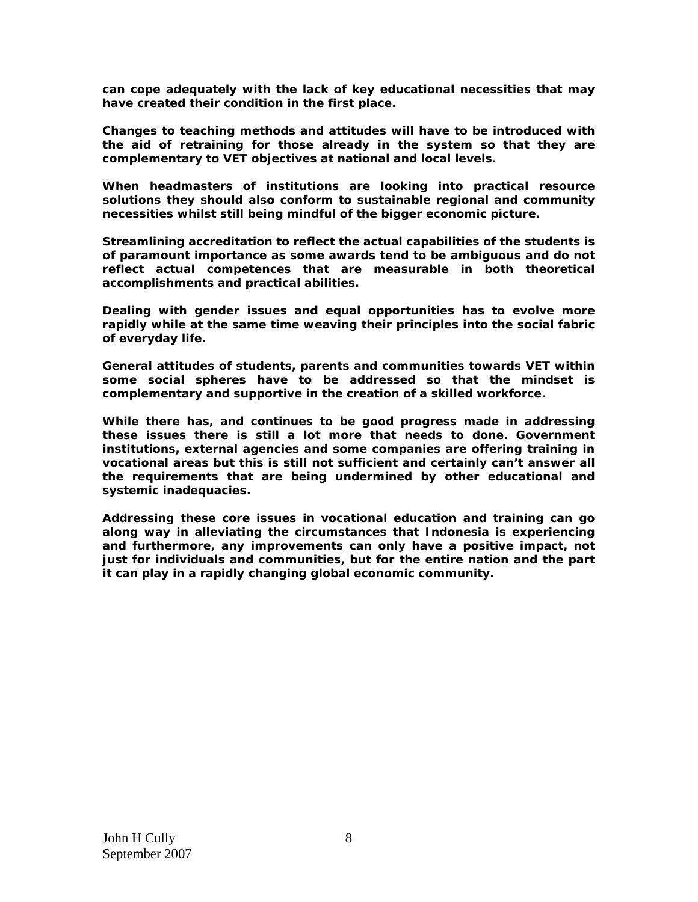**can cope adequately with the lack of key educational necessities that may have created their condition in the first place.**

**Changes to teaching methods and attitudes will have to be introduced with the aid of retraining for those already in the system so that they are complementary to VET objectives at national and local levels.**

**When headmasters of institutions are looking into practical resource solutions they should also conform to sustainable regional and community necessities whilst still being mindful of the bigger economic picture.**

**Streamlining accreditation to reflect the actual capabilities of the students is of paramount importance as some awards tend to be ambiguous and do not reflect actual competences that are measurable in both theoretical accomplishments and practical abilities.**

**Dealing with gender issues and equal opportunities has to evolve more rapidly while at the same time weaving their principles into the social fabric of everyday life.**

**General attitudes of students, parents and communities towards VET within some social spheres have to be addressed so that the mindset is complementary and supportive in the creation of a skilled workforce.**

**While there has, and continues to be good progress made in addressing these issues there is still a lot more that needs to done. Government institutions, external agencies and some companies are offering training in vocational areas but this is still not sufficient and certainly can't answer all the requirements that are being undermined by other educational and systemic inadequacies.**

**Addressing these core issues in vocational education and training can go along way in alleviating the circumstances that Indonesia is experiencing and furthermore, any improvements can only have a positive impact, not just for individuals and communities, but for the entire nation and the part it can play in a rapidly changing global economic community.**